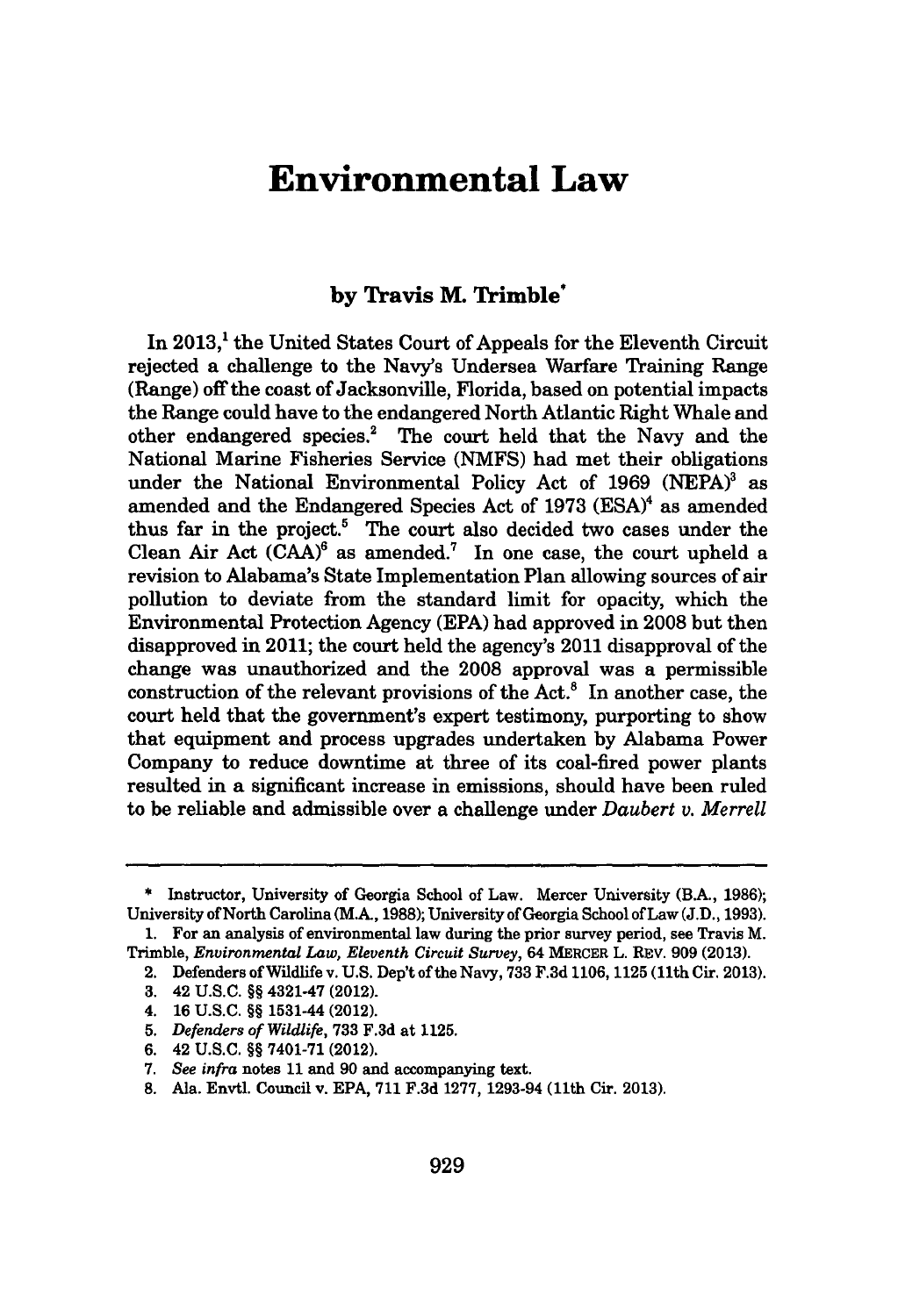# Environmental Law

### by Travis M. Trimble*

In 2013,[1] the United States Court of Appeals for the Eleventh Circuit rejected a challenge to the Navy's Undersea Warfare Training Range (Range) off the coast of Jacksonville, Florida, based on potential impacts the Range could have to the endangered North Atlantic Right Whale and other endangered species.[2] The court held that the Navy and the National Marine Fisheries Service (NMFS) had met their obligations under the National Environmental Policy Act of 1969 (NEPA)[3] as amended and the Endangered Species Act of 1973 (ESA)[4] as amended thus far in the project.[5] The court also decided two cases under the Clean Air Act (CAA)[6] as amended.[7] In one case, the court upheld a revision to Alabama's State Implementation Plan allowing sources of air pollution to deviate from the standard limit for opacity, which the Environmental Protection Agency (EPA) had approved in 2008 but then disapproved in 2011; the court held the agency's 2011 disapproval of the change was unauthorized and the 2008 approval was a permissible construction of the relevant provisions of the Act.[8] In another case, the court held that the government's expert testimony, purporting to show that equipment and process upgrades undertaken by Alabama Power Company to reduce downtime at three of its coal-fired power plants resulted in a significant increase in emissions, should have been ruled to be reliable and admissible over a challenge under *Daubert v. Merrell*

---

\* Instructor, University of Georgia School of Law. Mercer University (B.A., 1986); University of North Carolina (M.A., 1988); University of Georgia School of Law (J.D., 1993).

1. For an analysis of environmental law during the prior survey period, see Travis M. Trimble, *Environmental Law, Eleventh Circuit Survey*, 64 MERCER L. REV. 909 (2013).
2. Defenders of Wildlife v. U.S. Dep't of the Navy, 733 F.3d 1106, 1125 (11th Cir. 2013).
3. 42 U.S.C. §§ 4321-47 (2012).
4. 16 U.S.C. §§ 1531-44 (2012).
5. *Defenders of Wildlife*, 733 F.3d at 1125.
6. 42 U.S.C. §§ 7401-71 (2012).
7. *See infra* notes 11 and 90 and accompanying text.
8. Ala. Envtl. Council v. EPA, 711 F.3d 1277, 1293-94 (11th Cir. 2013).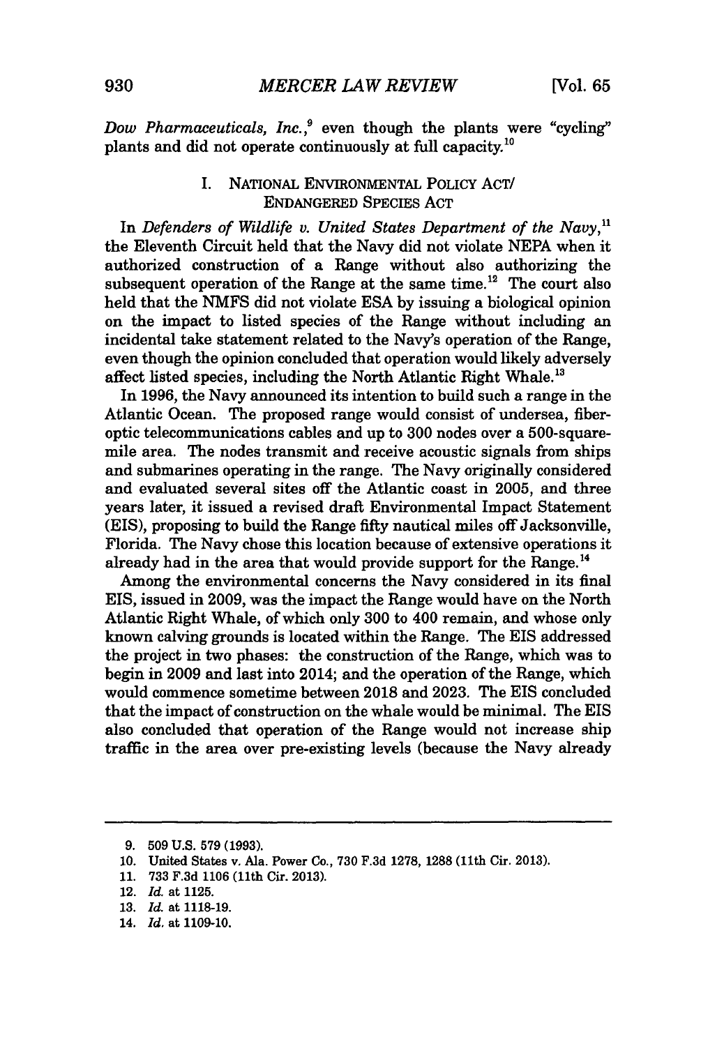*Dow Pharmaceuticals, Inc.*,[9] even though the plants were "cycling" plants and did not operate continuously at full capacity.[10]

## I. NATIONAL ENVIRONMENTAL POLICY ACT/ ENDANGERED SPECIES ACT

In *Defenders of Wildlife v. United States Department of the Navy*,[11] the Eleventh Circuit held that the Navy did not violate NEPA when it authorized construction of a Range without also authorizing the subsequent operation of the Range at the same time.[12] The court also held that the NMFS did not violate ESA by issuing a biological opinion on the impact to listed species of the Range without including an incidental take statement related to the Navy's operation of the Range, even though the opinion concluded that operation would likely adversely affect listed species, including the North Atlantic Right Whale.[13]

In 1996, the Navy announced its intention to build such a range in the Atlantic Ocean. The proposed range would consist of undersea, fiber-optic telecommunications cables and up to 300 nodes over a 500-square-mile area. The nodes transmit and receive acoustic signals from ships and submarines operating in the range. The Navy originally considered and evaluated several sites off the Atlantic coast in 2005, and three years later, it issued a revised draft Environmental Impact Statement (EIS), proposing to build the Range fifty nautical miles off Jacksonville, Florida. The Navy chose this location because of extensive operations it already had in the area that would provide support for the Range.[14]

Among the environmental concerns the Navy considered in its final EIS, issued in 2009, was the impact the Range would have on the North Atlantic Right Whale, of which only 300 to 400 remain, and whose only known calving grounds is located within the Range. The EIS addressed the project in two phases: the construction of the Range, which was to begin in 2009 and last into 2014; and the operation of the Range, which would commence sometime between 2018 and 2023. The EIS concluded that the impact of construction on the whale would be minimal. The EIS also concluded that operation of the Range would not increase ship traffic in the area over pre-existing levels (because the Navy already

---

9. 509 U.S. 579 (1993).
10. United States v. Ala. Power Co., 730 F.3d 1278, 1288 (11th Cir. 2013).
11. 733 F.3d 1106 (11th Cir. 2013).
12. *Id.* at 1125.
13. *Id.* at 1118-19.
14. *Id.* at 1109-10.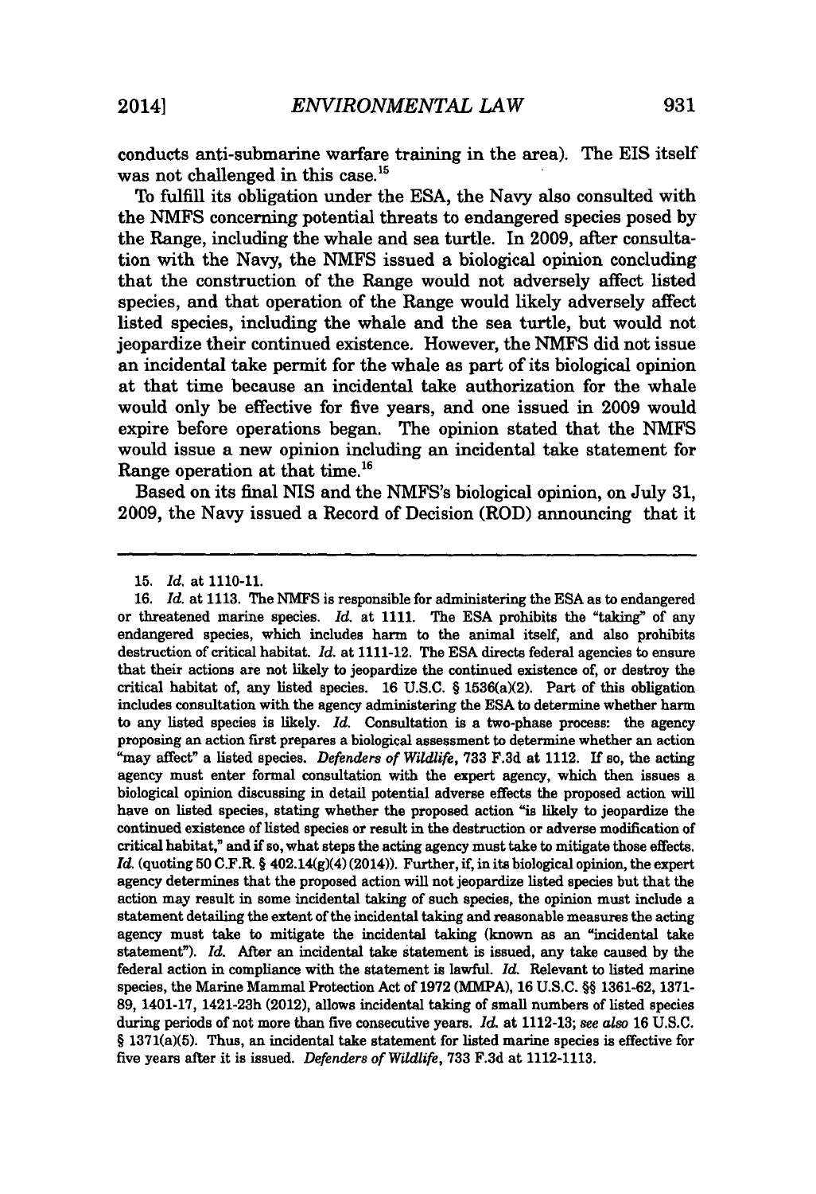conducts anti-submarine warfare training in the area). The EIS itself was not challenged in this case.[15]

To fulfill its obligation under the ESA, the Navy also consulted with the NMFS concerning potential threats to endangered species posed by the Range, including the whale and sea turtle. In 2009, after consultation with the Navy, the NMFS issued a biological opinion concluding that the construction of the Range would not adversely affect listed species, and that operation of the Range would likely adversely affect listed species, including the whale and the sea turtle, but would not jeopardize their continued existence. However, the NMFS did not issue an incidental take permit for the whale as part of its biological opinion at that time because an incidental take authorization for the whale would only be effective for five years, and one issued in 2009 would expire before operations began. The opinion stated that the NMFS would issue a new opinion including an incidental take statement for Range operation at that time.[16]

Based on its final NIS and the NMFS's biological opinion, on July 31, 2009, the Navy issued a Record of Decision (ROD) announcing that it

---

15. *Id.* at 1110-11.

16. *Id.* at 1113. The NMFS is responsible for administering the ESA as to endangered or threatened marine species. *Id.* at 1111. The ESA prohibits the "taking" of any endangered species, which includes harm to the animal itself, and also prohibits destruction of critical habitat. *Id.* at 1111-12. The ESA directs federal agencies to ensure that their actions are not likely to jeopardize the continued existence of, or destroy the critical habitat of, any listed species. 16 U.S.C. § 1536(a)(2). Part of this obligation includes consultation with the agency administering the ESA to determine whether harm to any listed species is likely. *Id.* Consultation is a two-phase process: the agency proposing an action first prepares a biological assessment to determine whether an action "may affect" a listed species. *Defenders of Wildlife*, 733 F.3d at 1112. If so, the acting agency must enter formal consultation with the expert agency, which then issues a biological opinion discussing in detail potential adverse effects the proposed action will have on listed species, stating whether the proposed action "is likely to jeopardize the continued existence of listed species or result in the destruction or adverse modification of critical habitat," and if so, what steps the acting agency must take to mitigate those effects. *Id.* (quoting 50 C.F.R. § 402.14(g)(4) (2014)). Further, if, in its biological opinion, the expert agency determines that the proposed action will not jeopardize listed species but that the action may result in some incidental taking of such species, the opinion must include a statement detailing the extent of the incidental taking and reasonable measures the acting agency must take to mitigate the incidental taking (known as an "incidental take statement"). *Id.* After an incidental take statement is issued, any take caused by the federal action in compliance with the statement is lawful. *Id.* Relevant to listed marine species, the Marine Mammal Protection Act of 1972 (MMPA), 16 U.S.C. §§ 1361-62, 1371-89, 1401-17, 1421-23h (2012), allows incidental taking of small numbers of listed species during periods of not more than five consecutive years. *Id.* at 1112-13; *see also* 16 U.S.C. § 1371(a)(5). Thus, an incidental take statement for listed marine species is effective for five years after it is issued. *Defenders of Wildlife*, 733 F.3d at 1112-1113.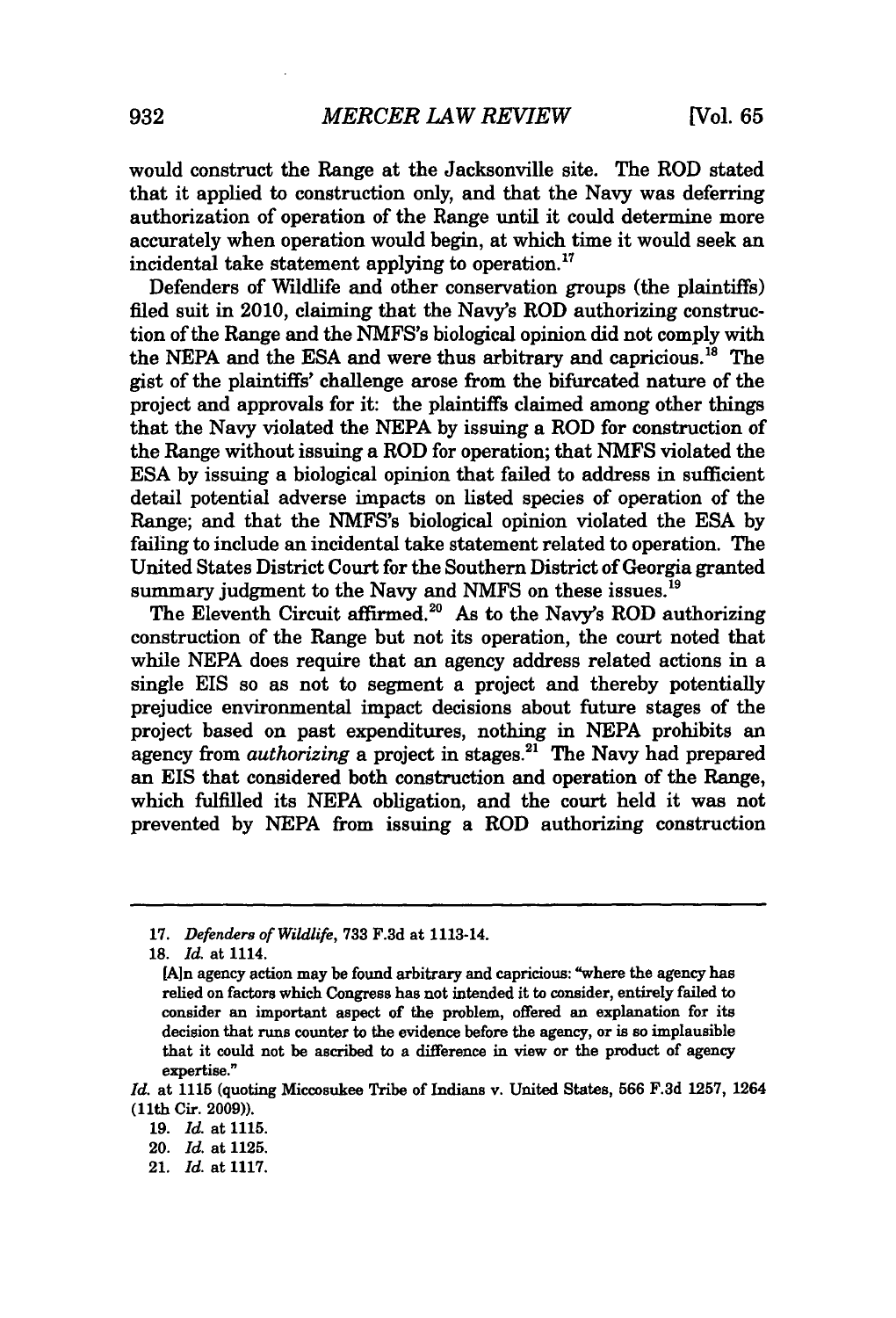would construct the Range at the Jacksonville site. The ROD stated that it applied to construction only, and that the Navy was deferring authorization of operation of the Range until it could determine more accurately when operation would begin, at which time it would seek an incidental take statement applying to operation.[17]

Defenders of Wildlife and other conservation groups (the plaintiffs) filed suit in 2010, claiming that the Navy's ROD authorizing construction of the Range and the NMFS's biological opinion did not comply with the NEPA and the ESA and were thus arbitrary and capricious.[18] The gist of the plaintiffs' challenge arose from the bifurcated nature of the project and approvals for it: the plaintiffs claimed among other things that the Navy violated the NEPA by issuing a ROD for construction of the Range without issuing a ROD for operation; that NMFS violated the ESA by issuing a biological opinion that failed to address in sufficient detail potential adverse impacts on listed species of operation of the Range; and that the NMFS's biological opinion violated the ESA by failing to include an incidental take statement related to operation. The United States District Court for the Southern District of Georgia granted summary judgment to the Navy and NMFS on these issues.[19]

The Eleventh Circuit affirmed.[20] As to the Navy's ROD authorizing construction of the Range but not its operation, the court noted that while NEPA does require that an agency address related actions in a single EIS so as not to segment a project and thereby potentially prejudice environmental impact decisions about future stages of the project based on past expenditures, nothing in NEPA prohibits an agency from *authorizing* a project in stages.[21] The Navy had prepared an EIS that considered both construction and operation of the Range, which fulfilled its NEPA obligation, and the court held it was not prevented by NEPA from issuing a ROD authorizing construction

---

17. *Defenders of Wildlife*, 733 F.3d at 1113-14.

18. *Id.* at 1114.

> [A]n agency action may be found arbitrary and capricious: "where the agency has relied on factors which Congress has not intended it to consider, entirely failed to consider an important aspect of the problem, offered an explanation for its decision that runs counter to the evidence before the agency, or is so implausible that it could not be ascribed to a difference in view or the product of agency expertise."

*Id.* at 1115 (quoting Miccosukee Tribe of Indians v. United States, 566 F.3d 1257, 1264 (11th Cir. 2009)).

19. *Id.* at 1115.

20. *Id.* at 1125.

21. *Id.* at 1117.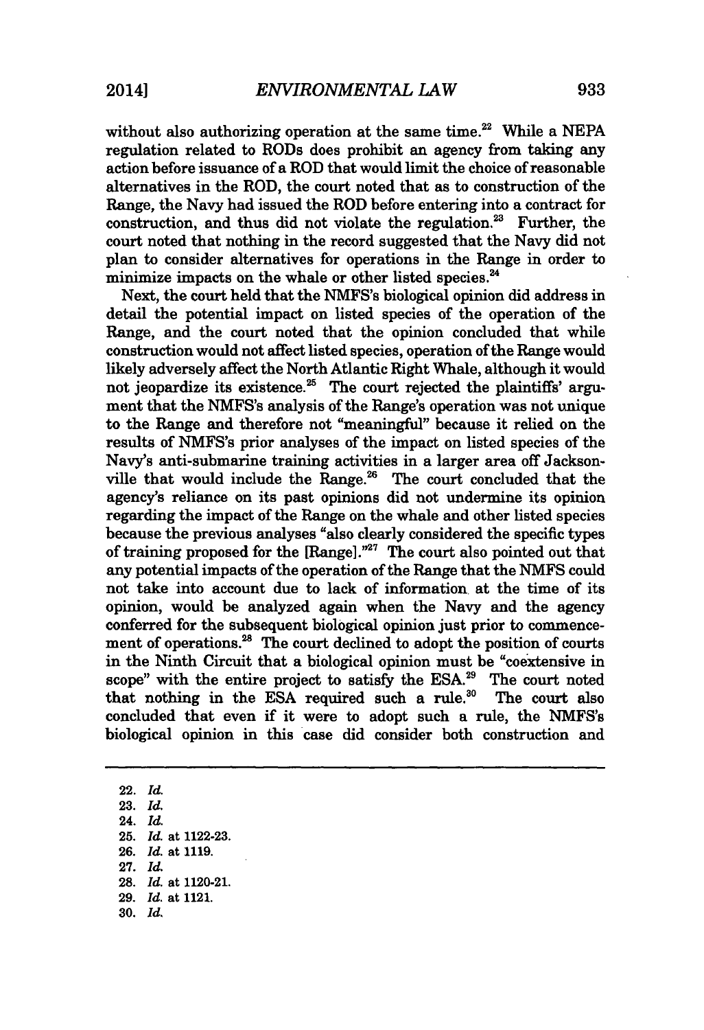without also authorizing operation at the same time.[22] While a NEPA regulation related to RODs does prohibit an agency from taking any action before issuance of a ROD that would limit the choice of reasonable alternatives in the ROD, the court noted that as to construction of the Range, the Navy had issued the ROD before entering into a contract for construction, and thus did not violate the regulation.[23] Further, the court noted that nothing in the record suggested that the Navy did not plan to consider alternatives for operations in the Range in order to minimize impacts on the whale or other listed species.[24]

Next, the court held that the NMFS's biological opinion did address in detail the potential impact on listed species of the operation of the Range, and the court noted that the opinion concluded that while construction would not affect listed species, operation of the Range would likely adversely affect the North Atlantic Right Whale, although it would not jeopardize its existence.[25] The court rejected the plaintiffs' argument that the NMFS's analysis of the Range's operation was not unique to the Range and therefore not "meaningful" because it relied on the results of NMFS's prior analyses of the impact on listed species of the Navy's anti-submarine training activities in a larger area off Jacksonville that would include the Range.[26] The court concluded that the agency's reliance on its past opinions did not undermine its opinion regarding the impact of the Range on the whale and other listed species because the previous analyses "also clearly considered the specific types of training proposed for the [Range]."[27] The court also pointed out that any potential impacts of the operation of the Range that the NMFS could not take into account due to lack of information at the time of its opinion, would be analyzed again when the Navy and the agency conferred for the subsequent biological opinion just prior to commencement of operations.[28] The court declined to adopt the position of courts in the Ninth Circuit that a biological opinion must be "coextensive in scope" with the entire project to satisfy the ESA.[29] The court noted that nothing in the ESA required such a rule.[30] The court also concluded that even if it were to adopt such a rule, the NMFS's biological opinion in this case did consider both construction and

---

22. *Id.*
23. *Id.*
24. *Id.*
25. *Id.* at 1122-23.
26. *Id.* at 1119.
27. *Id.*
28. *Id.* at 1120-21.
29. *Id.* at 1121.
30. *Id.*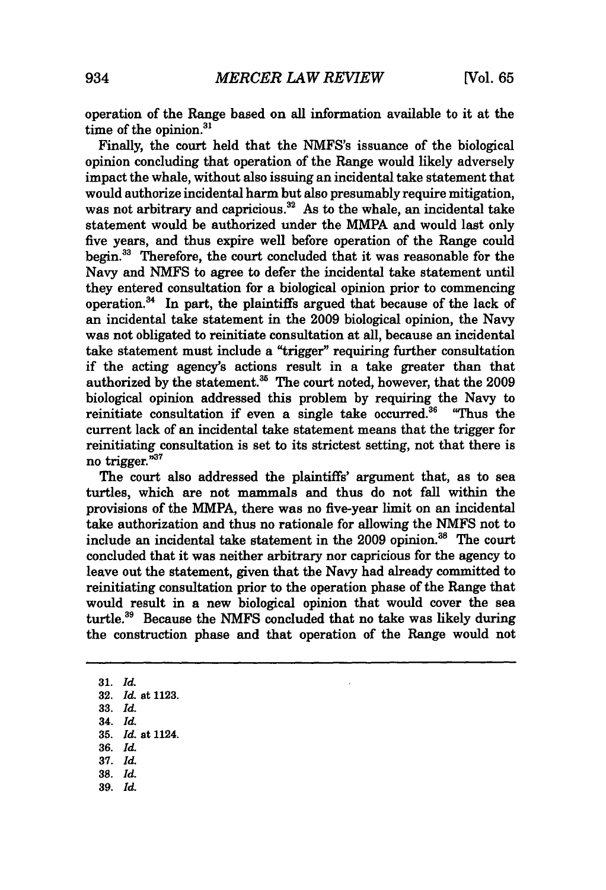operation of the Range based on all information available to it at the time of the opinion.[31]

Finally, the court held that the NMFS's issuance of the biological opinion concluding that operation of the Range would likely adversely impact the whale, without also issuing an incidental take statement that would authorize incidental harm but also presumably require mitigation, was not arbitrary and capricious.[32] As to the whale, an incidental take statement would be authorized under the MMPA and would last only five years, and thus expire well before operation of the Range could begin.[33] Therefore, the court concluded that it was reasonable for the Navy and NMFS to agree to defer the incidental take statement until they entered consultation for a biological opinion prior to commencing operation.[34] In part, the plaintiffs argued that because of the lack of an incidental take statement in the 2009 biological opinion, the Navy was not obligated to reinitiate consultation at all, because an incidental take statement must include a "trigger" requiring further consultation if the acting agency's actions result in a take greater than that authorized by the statement.[35] The court noted, however, that the 2009 biological opinion addressed this problem by requiring the Navy to reinitiate consultation if even a single take occurred.[36] "Thus the current lack of an incidental take statement means that the trigger for reinitiating consultation is set to its strictest setting, not that there is no trigger."[37]

The court also addressed the plaintiffs' argument that, as to sea turtles, which are not mammals and thus do not fall within the provisions of the MMPA, there was no five-year limit on an incidental take authorization and thus no rationale for allowing the NMFS not to include an incidental take statement in the 2009 opinion.[38] The court concluded that it was neither arbitrary nor capricious for the agency to leave out the statement, given that the Navy had already committed to reinitiating consultation prior to the operation phase of the Range that would result in a new biological opinion that would cover the sea turtle.[39] Because the NMFS concluded that no take was likely during the construction phase and that operation of the Range would not

---

31. *Id.*
32. *Id.* at 1123.
33. *Id.*
34. *Id.*
35. *Id.* at 1124.
36. *Id.*
37. *Id.*
38. *Id.*
39. *Id.*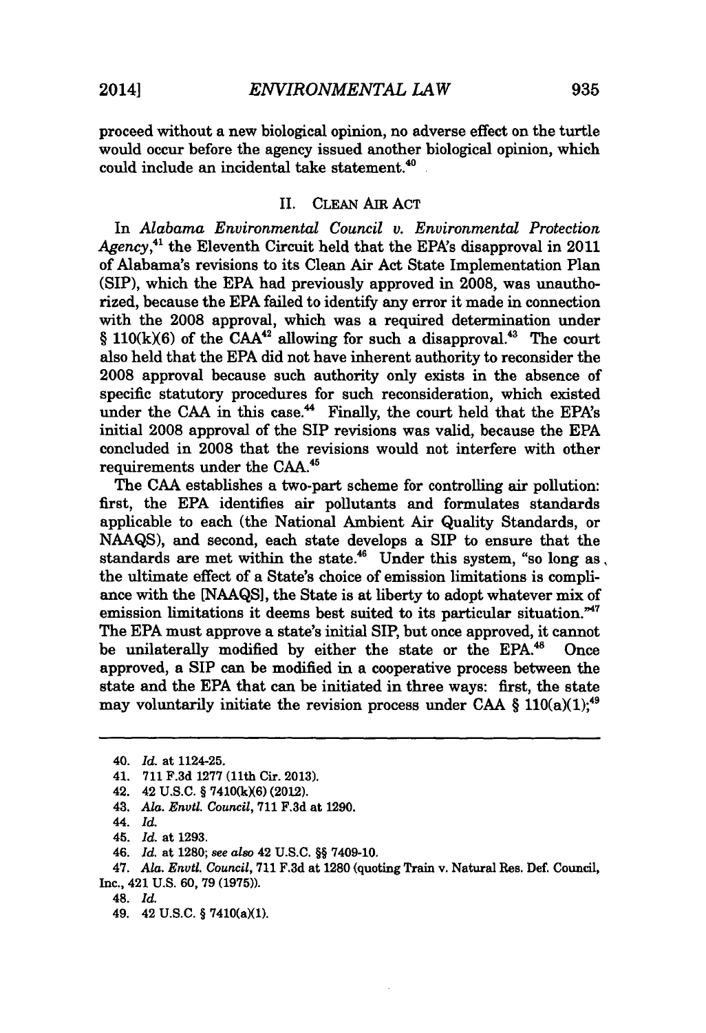proceed without a new biological opinion, no adverse effect on the turtle would occur before the agency issued another biological opinion, which could include an incidental take statement.[40]

## II. CLEAN AIR ACT

In *Alabama Environmental Council v. Environmental Protection Agency*,[41] the Eleventh Circuit held that the EPA's disapproval in 2011 of Alabama's revisions to its Clean Air Act State Implementation Plan (SIP), which the EPA had previously approved in 2008, was unauthorized, because the EPA failed to identify any error it made in connection with the 2008 approval, which was a required determination under § 110(k)(6) of the CAA[42] allowing for such a disapproval.[43] The court also held that the EPA did not have inherent authority to reconsider the 2008 approval because such authority only exists in the absence of specific statutory procedures for such reconsideration, which existed under the CAA in this case.[44] Finally, the court held that the EPA's initial 2008 approval of the SIP revisions was valid, because the EPA concluded in 2008 that the revisions would not interfere with other requirements under the CAA.[45]

The CAA establishes a two-part scheme for controlling air pollution: first, the EPA identifies air pollutants and formulates standards applicable to each (the National Ambient Air Quality Standards, or NAAQS), and second, each state develops a SIP to ensure that the standards are met within the state.[46] Under this system, "so long as the ultimate effect of a State's choice of emission limitations is compliance with the [NAAQS], the State is at liberty to adopt whatever mix of emission limitations it deems best suited to its particular situation."[47] The EPA must approve a state's initial SIP, but once approved, it cannot be unilaterally modified by either the state or the EPA.[48] Once approved, a SIP can be modified in a cooperative process between the state and the EPA that can be initiated in three ways: first, the state may voluntarily initiate the revision process under CAA § 110(a)(1);[49]

---

40. *Id.* at 1124-25.

41. 711 F.3d 1277 (11th Cir. 2013).

42. 42 U.S.C. § 7410(k)(6) (2012).

43. *Ala. Envtl. Council*, 711 F.3d at 1290.

44. *Id.*

45. *Id.* at 1293.

46. *Id.* at 1280; *see also* 42 U.S.C. §§ 7409-10.

47. *Ala. Envtl. Council*, 711 F.3d at 1280 (quoting Train v. Natural Res. Def. Council, Inc., 421 U.S. 60, 79 (1975)).

48. *Id.*

49. 42 U.S.C. § 7410(a)(1).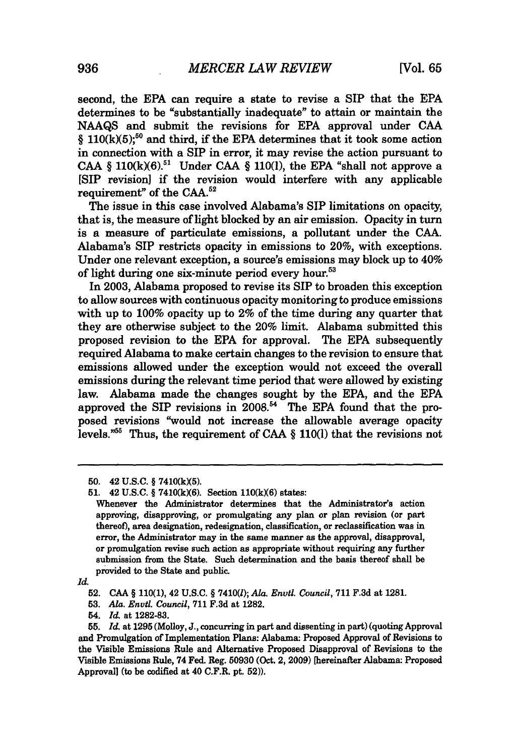second, the EPA can require a state to revise a SIP that the EPA determines to be "substantially inadequate" to attain or maintain the NAAQS and submit the revisions for EPA approval under CAA § 110(k)(5);[50] and third, if the EPA determines that it took some action in connection with a SIP in error, it may revise the action pursuant to CAA § 110(k)(6).[51] Under CAA § 110(l), the EPA "shall not approve a [SIP revision] if the revision would interfere with any applicable requirement" of the CAA.[52]

The issue in this case involved Alabama's SIP limitations on opacity, that is, the measure of light blocked by an air emission. Opacity in turn is a measure of particulate emissions, a pollutant under the CAA. Alabama's SIP restricts opacity in emissions to 20%, with exceptions. Under one relevant exception, a source's emissions may block up to 40% of light during one six-minute period every hour.[53]

In 2003, Alabama proposed to revise its SIP to broaden this exception to allow sources with continuous opacity monitoring to produce emissions with up to 100% opacity up to 2% of the time during any quarter that they are otherwise subject to the 20% limit. Alabama submitted this proposed revision to the EPA for approval. The EPA subsequently required Alabama to make certain changes to the revision to ensure that emissions allowed under the exception would not exceed the overall emissions during the relevant time period that were allowed by existing law. Alabama made the changes sought by the EPA, and the EPA approved the SIP revisions in 2008.[54] The EPA found that the proposed revisions "would not increase the allowable average opacity levels."[55] Thus, the requirement of CAA § 110(l) that the revisions not

---

50. 42 U.S.C. § 7410(k)(5).

51. 42 U.S.C. § 7410(k)(6). Section 110(k)(6) states:

> Whenever the Administrator determines that the Administrator's action approving, disapproving, or promulgating any plan or plan revision (or part thereof), area designation, redesignation, classification, or reclassification was in error, the Administrator may in the same manner as the approval, disapproval, or promulgation revise such action as appropriate without requiring any further submission from the State. Such determination and the basis thereof shall be provided to the State and public.

*Id.*

52. CAA § 110(l), 42 U.S.C. § 7410(*l*); *Ala. Envtl. Council*, 711 F.3d at 1281.

53. *Ala. Envtl. Council*, 711 F.3d at 1282.

54. *Id.* at 1282-83.

55. *Id.* at 1295 (Molloy, J., concurring in part and dissenting in part) (quoting Approval and Promulgation of Implementation Plans: Alabama: Proposed Approval of Revisions to the Visible Emissions Rule and Alternative Proposed Disapproval of Revisions to the Visible Emissions Rule, 74 Fed. Reg. 50930 (Oct. 2, 2009) [hereinafter Alabama: Proposed Approval] (to be codified at 40 C.F.R. pt. 52)).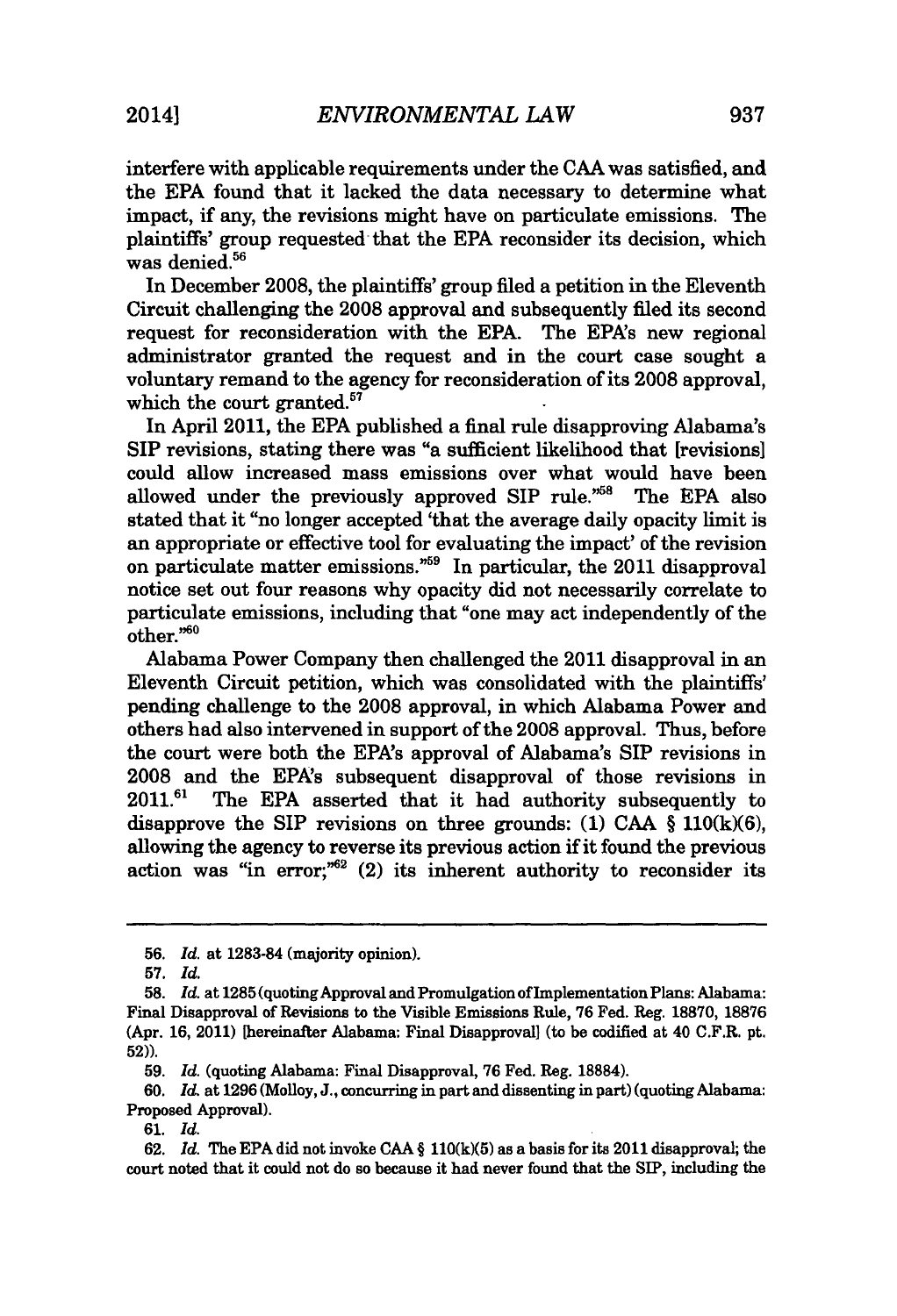interfere with applicable requirements under the CAA was satisfied, and the EPA found that it lacked the data necessary to determine what impact, if any, the revisions might have on particulate emissions. The plaintiffs' group requested that the EPA reconsider its decision, which was denied.[56]

In December 2008, the plaintiffs' group filed a petition in the Eleventh Circuit challenging the 2008 approval and subsequently filed its second request for reconsideration with the EPA. The EPA's new regional administrator granted the request and in the court case sought a voluntary remand to the agency for reconsideration of its 2008 approval, which the court granted.[57]

In April 2011, the EPA published a final rule disapproving Alabama's SIP revisions, stating there was "a sufficient likelihood that [revisions] could allow increased mass emissions over what would have been allowed under the previously approved SIP rule."[58] The EPA also stated that it "no longer accepted 'that the average daily opacity limit is an appropriate or effective tool for evaluating the impact' of the revision on particulate matter emissions."[59] In particular, the 2011 disapproval notice set out four reasons why opacity did not necessarily correlate to particulate emissions, including that "one may act independently of the other."[60]

Alabama Power Company then challenged the 2011 disapproval in an Eleventh Circuit petition, which was consolidated with the plaintiffs' pending challenge to the 2008 approval, in which Alabama Power and others had also intervened in support of the 2008 approval. Thus, before the court were both the EPA's approval of Alabama's SIP revisions in 2008 and the EPA's subsequent disapproval of those revisions in 2011.[61] The EPA asserted that it had authority subsequently to disapprove the SIP revisions on three grounds: (1) CAA § 110(k)(6), allowing the agency to reverse its previous action if it found the previous action was "in error;"[62] (2) its inherent authority to reconsider its

---

56. *Id.* at 1283-84 (majority opinion).

57. *Id.*

58. *Id.* at 1285 (quoting Approval and Promulgation of Implementation Plans: Alabama: Final Disapproval of Revisions to the Visible Emissions Rule, 76 Fed. Reg. 18870, 18876 (Apr. 16, 2011) [hereinafter Alabama: Final Disapproval] (to be codified at 40 C.F.R. pt. 52)).

59. *Id.* (quoting Alabama: Final Disapproval, 76 Fed. Reg. 18884).

60. *Id.* at 1296 (Molloy, J., concurring in part and dissenting in part) (quoting Alabama: Proposed Approval).

61. *Id.*

62. *Id.* The EPA did not invoke CAA § 110(k)(5) as a basis for its 2011 disapproval; the court noted that it could not do so because it had never found that the SIP, including the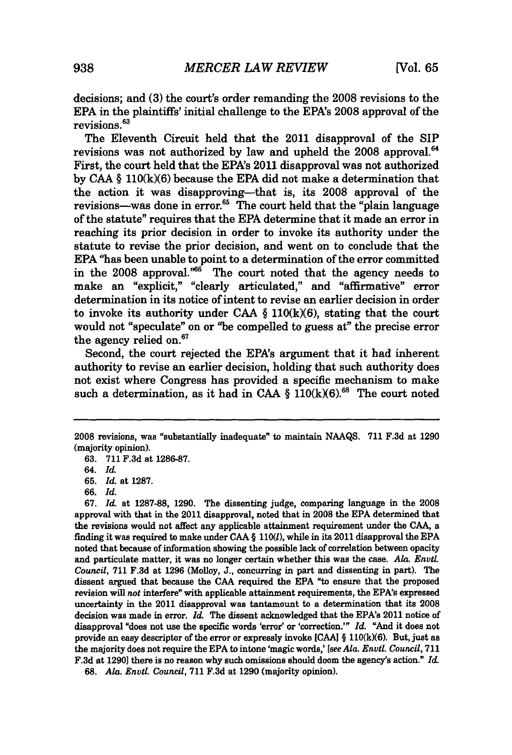decisions; and (3) the court's order remanding the 2008 revisions to the EPA in the plaintiffs' initial challenge to the EPA's 2008 approval of the revisions.[63]

The Eleventh Circuit held that the 2011 disapproval of the SIP revisions was not authorized by law and upheld the 2008 approval.[64] First, the court held that the EPA's 2011 disapproval was not authorized by CAA § 110(k)(6) because the EPA did not make a determination that the action it was disapproving—that is, its 2008 approval of the revisions—was done in error.[65] The court held that the "plain language of the statute" requires that the EPA determine that it made an error in reaching its prior decision in order to invoke its authority under the statute to revise the prior decision, and went on to conclude that the EPA "has been unable to point to a determination of the error committed in the 2008 approval."[66] The court noted that the agency needs to make an "explicit," "clearly articulated," and "affirmative" error determination in its notice of intent to revise an earlier decision in order to invoke its authority under CAA § 110(k)(6), stating that the court would not "speculate" on or "be compelled to guess at" the precise error the agency relied on.[67]

Second, the court rejected the EPA's argument that it had inherent authority to revise an earlier decision, holding that such authority does not exist where Congress has provided a specific mechanism to make such a determination, as it had in CAA § 110(k)(6).[68] The court noted

---

2008 revisions, was "substantially inadequate" to maintain NAAQS. 711 F.3d at 1290 (majority opinion).

63. 711 F.3d at 1286-87.

64. *Id.*

65. *Id.* at 1287.

66. *Id.*

67. *Id.* at 1287-88, 1290. The dissenting judge, comparing language in the 2008 approval with that in the 2011 disapproval, noted that in 2008 the EPA determined that the revisions would not affect any applicable attainment requirement under the CAA, a finding it was required to make under CAA § 110(*l*), while in its 2011 disapproval the EPA noted that because of information showing the possible lack of correlation between opacity and particulate matter, it was no longer certain whether this was the case. *Ala. Envtl. Council*, 711 F.3d at 1296 (Molloy, J., concurring in part and dissenting in part). The dissent argued that because the CAA required the EPA "to ensure that the proposed revision will *not* interfere" with applicable attainment requirements, the EPA's expressed uncertainty in the 2011 disapproval was tantamount to a determination that its 2008 decision was made in error. *Id.* The dissent acknowledged that the EPA's 2011 notice of disapproval "does not use the specific words 'error' or 'correction.'" *Id.* "And it does not provide an easy descriptor of the error or expressly invoke [CAA] § 110(k)(6). But, just as the majority does not require the EPA to intone 'magic words,' [*see Ala. Envtl. Council*, 711 F.3d at 1290] there is no reason why such omissions should doom the agency's action." *Id.*

68. *Ala. Envtl. Council*, 711 F.3d at 1290 (majority opinion).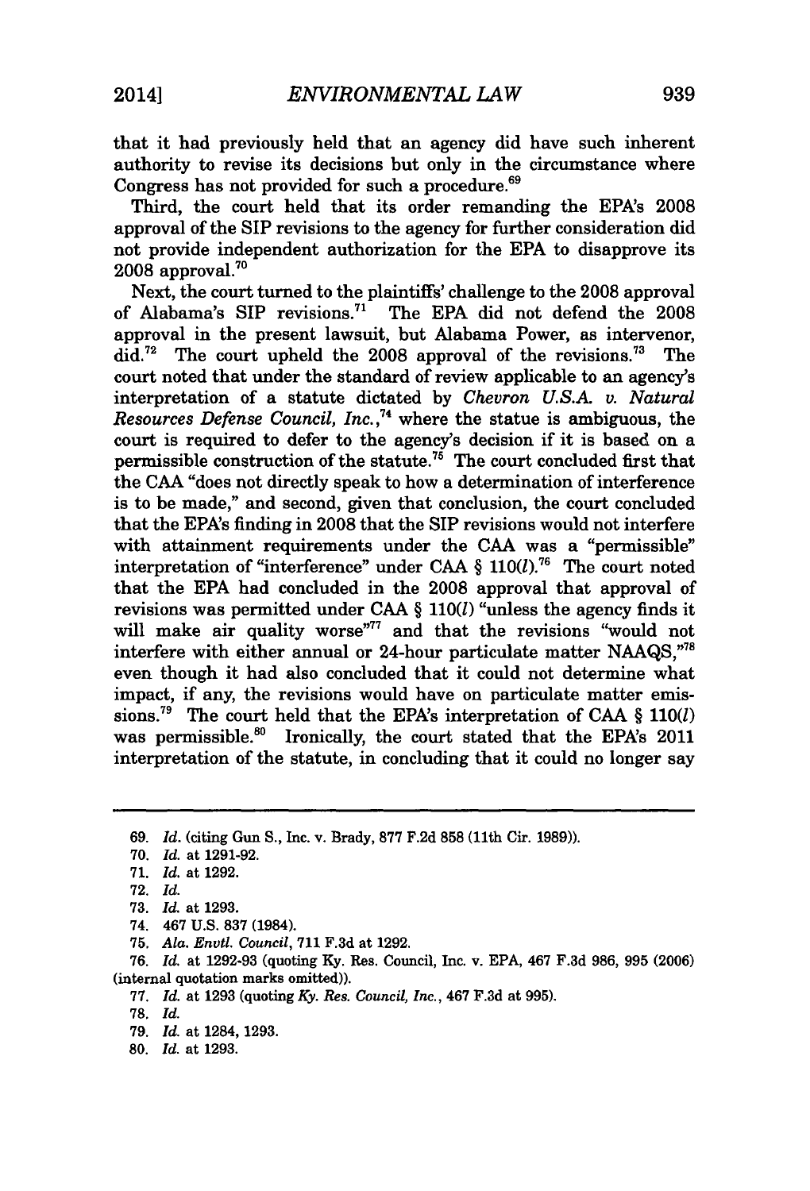that it had previously held that an agency did have such inherent authority to revise its decisions but only in the circumstance where Congress has not provided for such a procedure.[69]

Third, the court held that its order remanding the EPA's 2008 approval of the SIP revisions to the agency for further consideration did not provide independent authorization for the EPA to disapprove its 2008 approval.[70]

Next, the court turned to the plaintiffs' challenge to the 2008 approval of Alabama's SIP revisions.[71] The EPA did not defend the 2008 approval in the present lawsuit, but Alabama Power, as intervenor, did.[72] The court upheld the 2008 approval of the revisions.[73] The court noted that under the standard of review applicable to an agency's interpretation of a statute dictated by *Chevron U.S.A. v. Natural Resources Defense Council, Inc.*,[74] where the statue is ambiguous, the court is required to defer to the agency's decision if it is based on a permissible construction of the statute.[75] The court concluded first that the CAA "does not directly speak to how a determination of interference is to be made," and second, given that conclusion, the court concluded that the EPA's finding in 2008 that the SIP revisions would not interfere with attainment requirements under the CAA was a "permissible" interpretation of "interference" under CAA § 110(*l*).[76] The court noted that the EPA had concluded in the 2008 approval that approval of revisions was permitted under CAA § 110(*l*) "unless the agency finds it will make air quality worse"[77] and that the revisions "would not interfere with either annual or 24-hour particulate matter NAAQS,"[78] even though it had also concluded that it could not determine what impact, if any, the revisions would have on particulate matter emissions.[79] The court held that the EPA's interpretation of CAA § 110(*l*) was permissible.[80] Ironically, the court stated that the EPA's 2011 interpretation of the statute, in concluding that it could no longer say

---

69. *Id.* (citing Gun S., Inc. v. Brady, 877 F.2d 858 (11th Cir. 1989)).
70. *Id.* at 1291-92.
71. *Id.* at 1292.
72. *Id.*
73. *Id.* at 1293.
74. 467 U.S. 837 (1984).
75. *Ala. Envtl. Council*, 711 F.3d at 1292.
76. *Id.* at 1292-93 (quoting Ky. Res. Council, Inc. v. EPA, 467 F.3d 986, 995 (2006) (internal quotation marks omitted)).
77. *Id.* at 1293 (quoting *Ky. Res. Council, Inc.*, 467 F.3d at 995).
78. *Id.*
79. *Id.* at 1284, 1293.
80. *Id.* at 1293.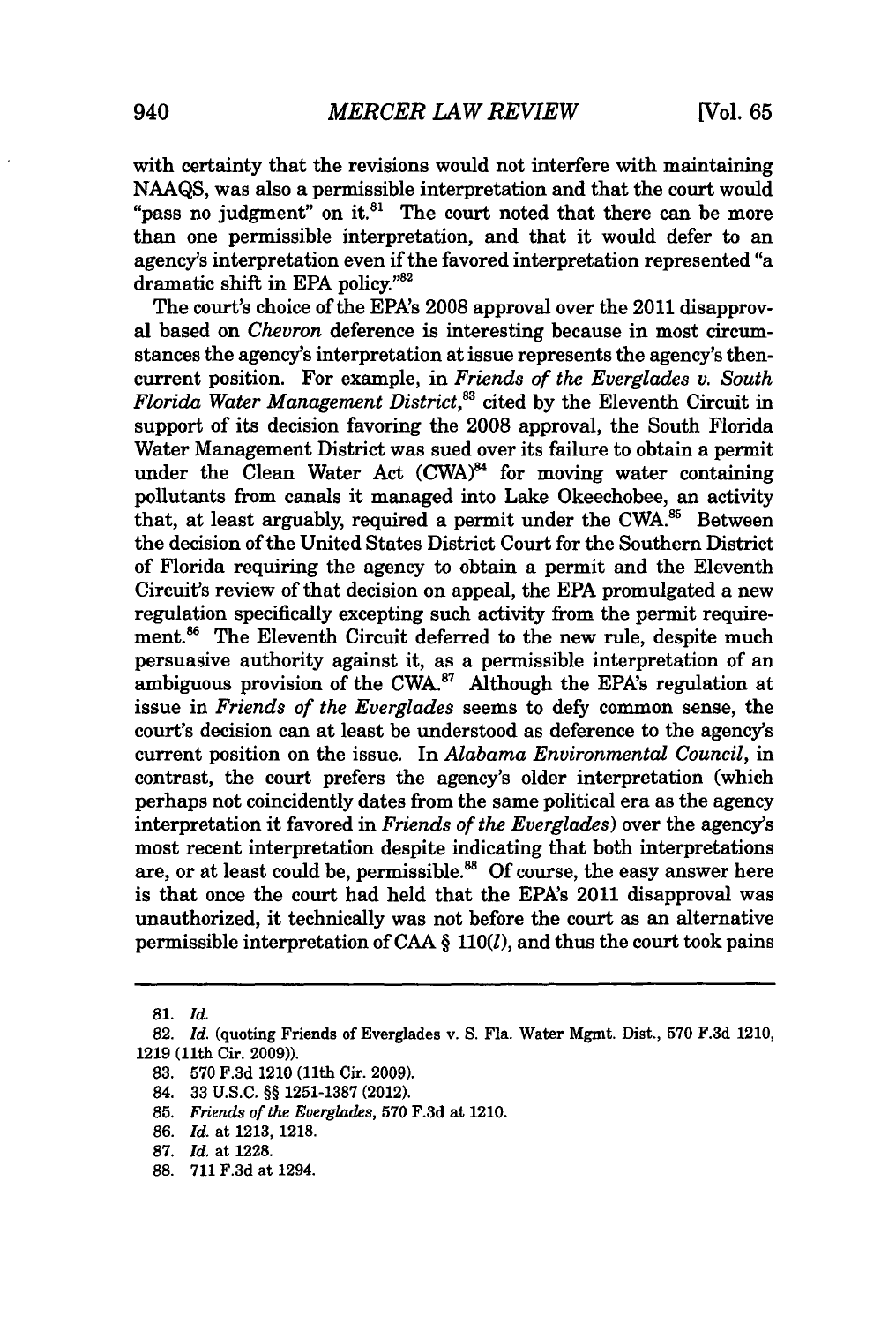with certainty that the revisions would not interfere with maintaining NAAQS, was also a permissible interpretation and that the court would "pass no judgment" on it.[81] The court noted that there can be more than one permissible interpretation, and that it would defer to an agency's interpretation even if the favored interpretation represented "a dramatic shift in EPA policy."[82]

The court's choice of the EPA's 2008 approval over the 2011 disapproval based on *Chevron* deference is interesting because in most circumstances the agency's interpretation at issue represents the agency's then-current position. For example, in *Friends of the Everglades v. South Florida Water Management District*,[83] cited by the Eleventh Circuit in support of its decision favoring the 2008 approval, the South Florida Water Management District was sued over its failure to obtain a permit under the Clean Water Act (CWA)[84] for moving water containing pollutants from canals it managed into Lake Okeechobee, an activity that, at least arguably, required a permit under the CWA.[85] Between the decision of the United States District Court for the Southern District of Florida requiring the agency to obtain a permit and the Eleventh Circuit's review of that decision on appeal, the EPA promulgated a new regulation specifically excepting such activity from the permit requirement.[86] The Eleventh Circuit deferred to the new rule, despite much persuasive authority against it, as a permissible interpretation of an ambiguous provision of the CWA.[87] Although the EPA's regulation at issue in *Friends of the Everglades* seems to defy common sense, the court's decision can at least be understood as deference to the agency's current position on the issue. In *Alabama Environmental Council*, in contrast, the court prefers the agency's older interpretation (which perhaps not coincidently dates from the same political era as the agency interpretation it favored in *Friends of the Everglades*) over the agency's most recent interpretation despite indicating that both interpretations are, or at least could be, permissible.[88] Of course, the easy answer here is that once the court had held that the EPA's 2011 disapproval was unauthorized, it technically was not before the court as an alternative permissible interpretation of CAA § 110(*l*), and thus the court took pains

---

81. *Id.*

82. *Id.* (quoting Friends of Everglades v. S. Fla. Water Mgmt. Dist., 570 F.3d 1210, 1219 (11th Cir. 2009)).

83. 570 F.3d 1210 (11th Cir. 2009).

84. 33 U.S.C. §§ 1251-1387 (2012).

85. *Friends of the Everglades*, 570 F.3d at 1210.

86. *Id.* at 1213, 1218.

87. *Id.* at 1228.

88. 711 F.3d at 1294.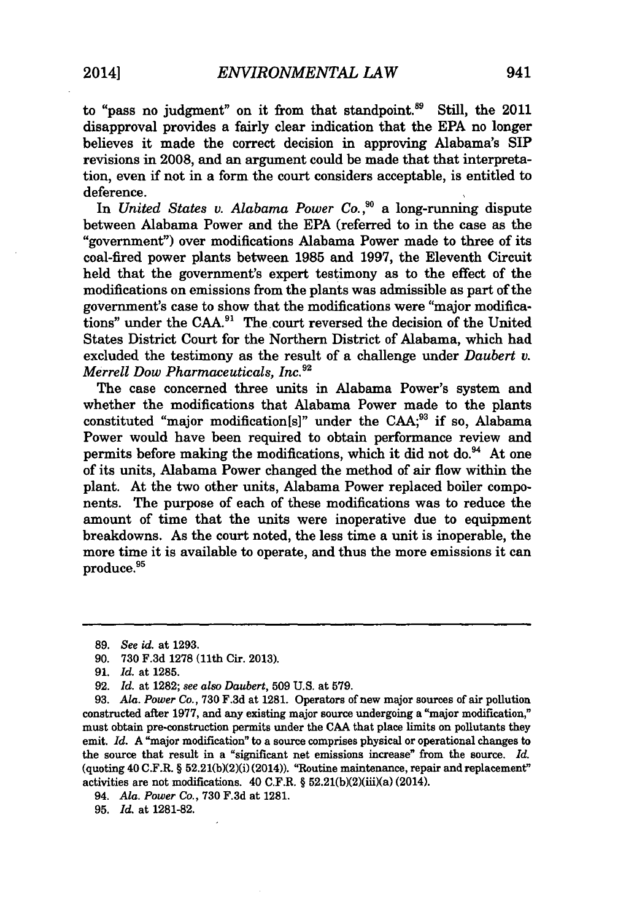to "pass no judgment" on it from that standpoint.[89] Still, the 2011 disapproval provides a fairly clear indication that the EPA no longer believes it made the correct decision in approving Alabama's SIP revisions in 2008, and an argument could be made that that interpretation, even if not in a form the court considers acceptable, is entitled to deference.

In *United States v. Alabama Power Co.*,[90] a long-running dispute between Alabama Power and the EPA (referred to in the case as the "government") over modifications Alabama Power made to three of its coal-fired power plants between 1985 and 1997, the Eleventh Circuit held that the government's expert testimony as to the effect of the modifications on emissions from the plants was admissible as part of the government's case to show that the modifications were "major modifications" under the CAA.[91] The court reversed the decision of the United States District Court for the Northern District of Alabama, which had excluded the testimony as the result of a challenge under *Daubert v. Merrell Dow Pharmaceuticals, Inc.*[92]

The case concerned three units in Alabama Power's system and whether the modifications that Alabama Power made to the plants constituted "major modification[s]" under the CAA;[93] if so, Alabama Power would have been required to obtain performance review and permits before making the modifications, which it did not do.[94] At one of its units, Alabama Power changed the method of air flow within the plant. At the two other units, Alabama Power replaced boiler components. The purpose of each of these modifications was to reduce the amount of time that the units were inoperative due to equipment breakdowns. As the court noted, the less time a unit is inoperable, the more time it is available to operate, and thus the more emissions it can produce.[95]

---

89. *See id.* at 1293.

90. 730 F.3d 1278 (11th Cir. 2013).

91. *Id.* at 1285.

92. *Id.* at 1282; *see also Daubert*, 509 U.S. at 579.

93. *Ala. Power Co.*, 730 F.3d at 1281. Operators of new major sources of air pollution constructed after 1977, and any existing major source undergoing a "major modification," must obtain pre-construction permits under the CAA that place limits on pollutants they emit. *Id.* A "major modification" to a source comprises physical or operational changes to the source that result in a "significant net emissions increase" from the source. *Id.* (quoting 40 C.F.R. § 52.21(b)(2)(i) (2014)). "Routine maintenance, repair and replacement" activities are not modifications. 40 C.F.R. § 52.21(b)(2)(iii)(a) (2014).

94. *Ala. Power Co.*, 730 F.3d at 1281.

95. *Id.* at 1281-82.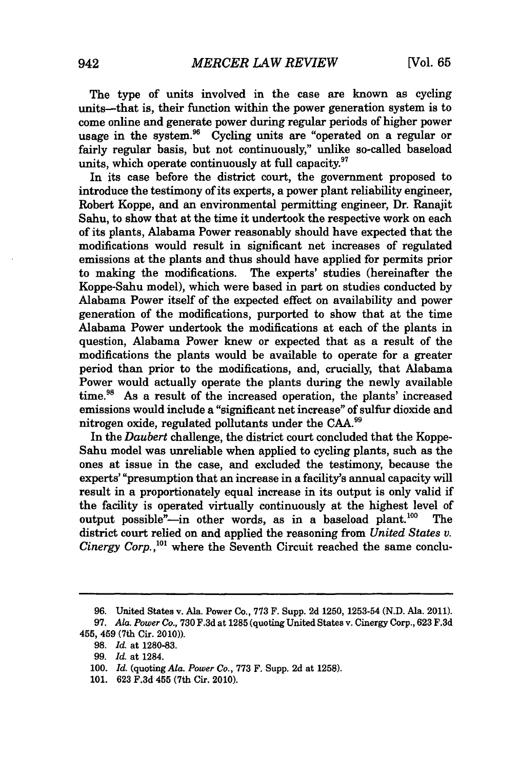The type of units involved in the case are known as cycling units—that is, their function within the power generation system is to come online and generate power during regular periods of higher power usage in the system.[96] Cycling units are "operated on a regular or fairly regular basis, but not continuously," unlike so-called baseload units, which operate continuously at full capacity.[97]

In its case before the district court, the government proposed to introduce the testimony of its experts, a power plant reliability engineer, Robert Koppe, and an environmental permitting engineer, Dr. Ranajit Sahu, to show that at the time it undertook the respective work on each of its plants, Alabama Power reasonably should have expected that the modifications would result in significant net increases of regulated emissions at the plants and thus should have applied for permits prior to making the modifications. The experts' studies (hereinafter the Koppe-Sahu model), which were based in part on studies conducted by Alabama Power itself of the expected effect on availability and power generation of the modifications, purported to show that at the time Alabama Power undertook the modifications at each of the plants in question, Alabama Power knew or expected that as a result of the modifications the plants would be available to operate for a greater period than prior to the modifications, and, crucially, that Alabama Power would actually operate the plants during the newly available time.[98] As a result of the increased operation, the plants' increased emissions would include a "significant net increase" of sulfur dioxide and nitrogen oxide, regulated pollutants under the CAA.[99]

In the *Daubert* challenge, the district court concluded that the Koppe-Sahu model was unreliable when applied to cycling plants, such as the ones at issue in the case, and excluded the testimony, because the experts' "presumption that an increase in a facility's annual capacity will result in a proportionately equal increase in its output is only valid if the facility is operated virtually continuously at the highest level of output possible"—in other words, as in a baseload plant.[100] The district court relied on and applied the reasoning from *United States v. Cinergy Corp.*,[101] where the Seventh Circuit reached the same conclu-

---

96. United States v. Ala. Power Co., 773 F. Supp. 2d 1250, 1253-54 (N.D. Ala. 2011).

97. *Ala. Power Co.*, 730 F.3d at 1285 (quoting United States v. Cinergy Corp., 623 F.3d 455, 459 (7th Cir. 2010)).

98. *Id.* at 1280-83.

99. *Id.* at 1284.

100. *Id.* (quoting *Ala. Power Co.*, 773 F. Supp. 2d at 1258).

101. 623 F.3d 455 (7th Cir. 2010).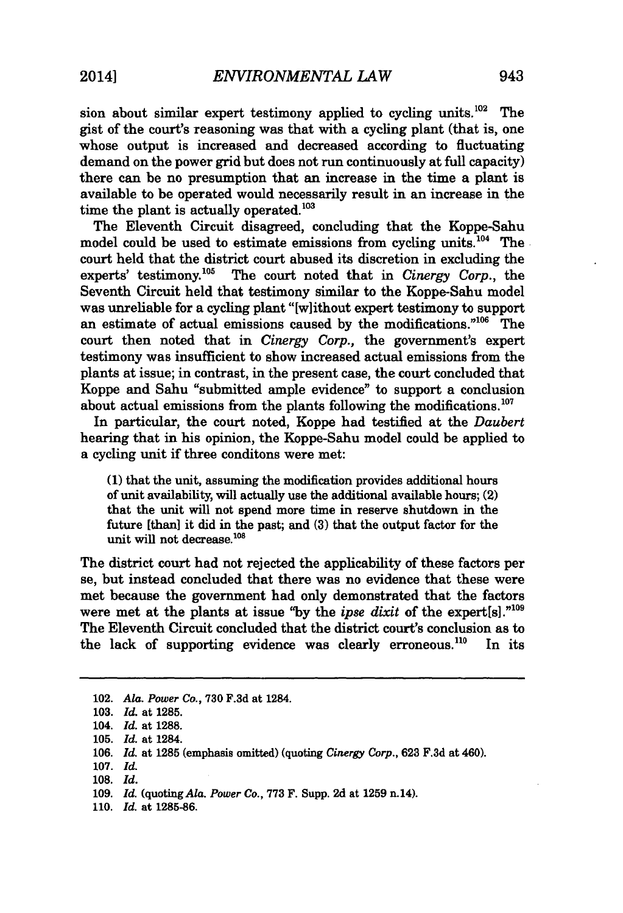sion about similar expert testimony applied to cycling units.[102] The gist of the court's reasoning was that with a cycling plant (that is, one whose output is increased and decreased according to fluctuating demand on the power grid but does not run continuously at full capacity) there can be no presumption that an increase in the time a plant is available to be operated would necessarily result in an increase in the time the plant is actually operated.[103]

The Eleventh Circuit disagreed, concluding that the Koppe-Sahu model could be used to estimate emissions from cycling units.[104] The court held that the district court abused its discretion in excluding the experts' testimony.[105] The court noted that in *Cinergy Corp.*, the Seventh Circuit held that testimony similar to the Koppe-Sahu model was unreliable for a cycling plant "[w]ithout expert testimony to support an estimate of actual emissions caused by the modifications."[106] The court then noted that in *Cinergy Corp.*, the government's expert testimony was insufficient to show increased actual emissions from the plants at issue; in contrast, in the present case, the court concluded that Koppe and Sahu "submitted ample evidence" to support a conclusion about actual emissions from the plants following the modifications.[107]

In particular, the court noted, Koppe had testified at the *Daubert* hearing that in his opinion, the Koppe-Sahu model could be applied to a cycling unit if three conditons were met:

> (1) that the unit, assuming the modification provides additional hours of unit availability, will actually use the additional available hours; (2) that the unit will not spend more time in reserve shutdown in the future [than] it did in the past; and (3) that the output factor for the unit will not decrease.[108]

The district court had not rejected the applicability of these factors per se, but instead concluded that there was no evidence that these were met because the government had only demonstrated that the factors were met at the plants at issue "by the *ipse dixit* of the expert[s]."[109] The Eleventh Circuit concluded that the district court's conclusion as to the lack of supporting evidence was clearly erroneous.[110] In its

---

102. *Ala. Power Co.*, 730 F.3d at 1284.
103. *Id.* at 1285.
104. *Id.* at 1288.
105. *Id.* at 1284.
106. *Id.* at 1285 (emphasis omitted) (quoting *Cinergy Corp.*, 623 F.3d at 460).
107. *Id.*
108. *Id.*
109. *Id.* (quoting *Ala. Power Co.*, 773 F. Supp. 2d at 1259 n.14).
110. *Id.* at 1285-86.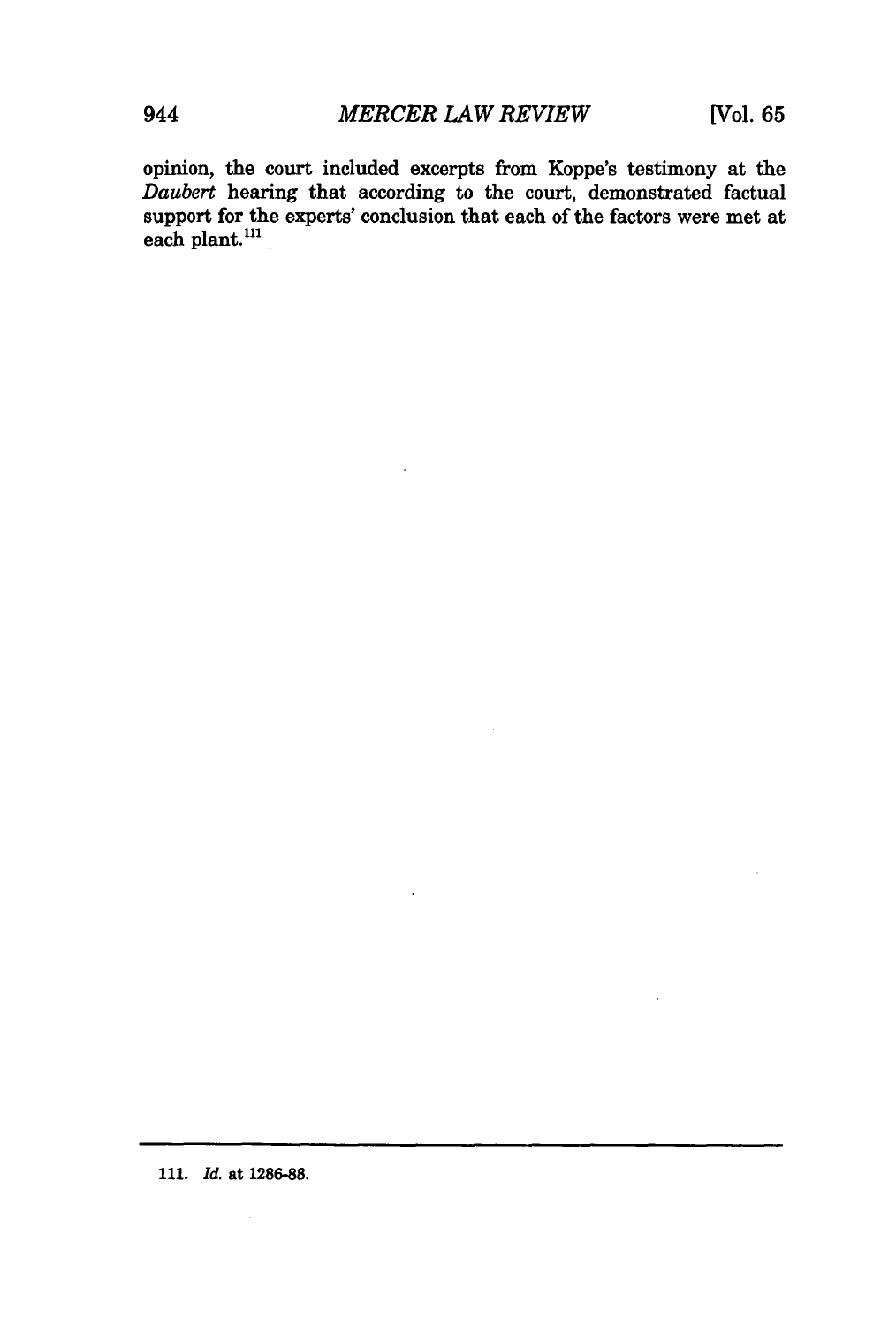opinion, the court included excerpts from Koppe's testimony at the *Daubert* hearing that according to the court, demonstrated factual support for the experts' conclusion that each of the factors were met at each plant.[111]

---

111. *Id.* at 1286-88.